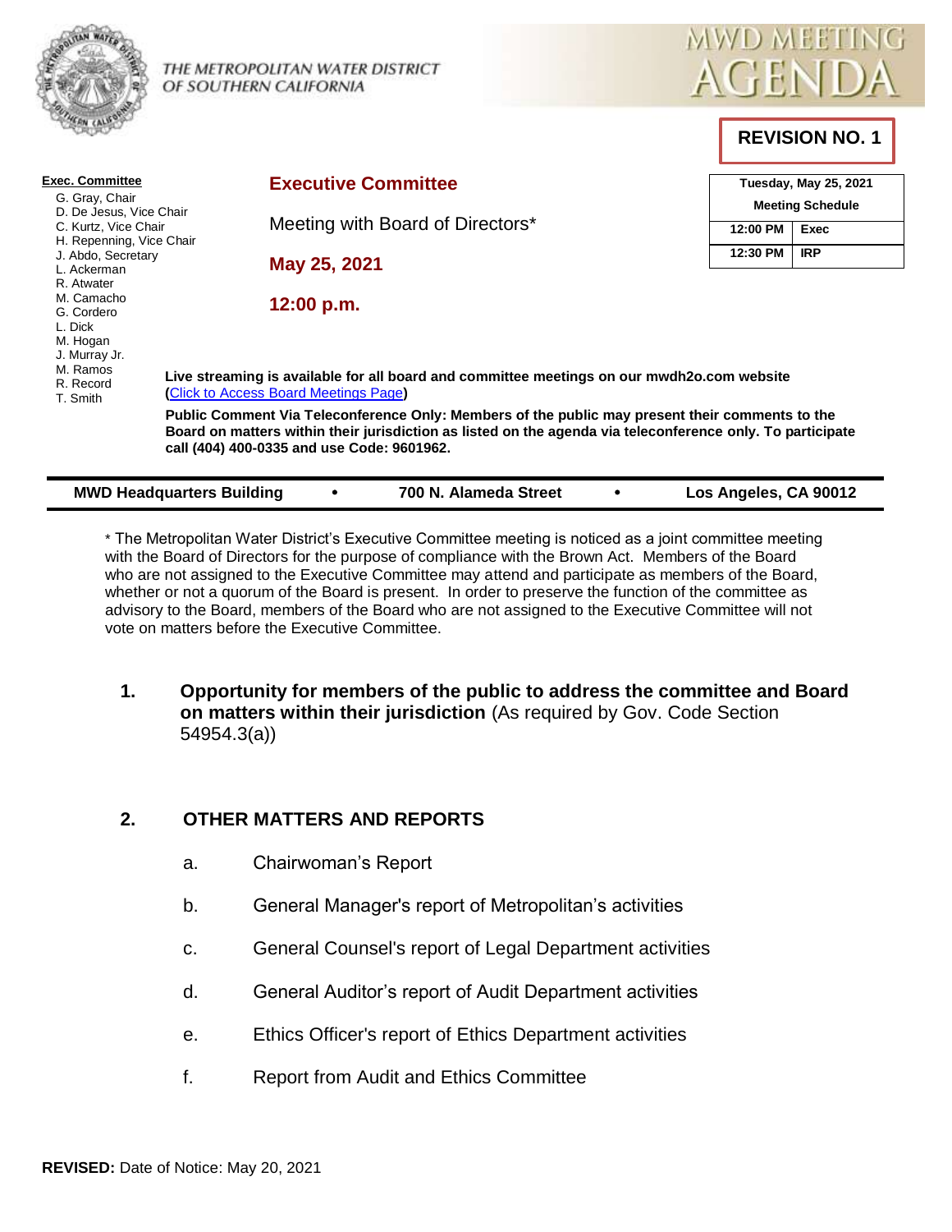THE METROPOLITAN WATER DISTRICT OF SOUTHERN CALIFORNIA

MWD MEETING AGENDA

**REVISION NO. 1**

**Exec. Committee**

G. Gray, Chair
D. De Jesus, Vice Chair
C. Kurtz, Vice Chair
H. Repenning, Vice Chair
J. Abdo, Secretary
L. Ackerman
R. Atwater
M. Camacho
G. Cordero
L. Dick
M. Hogan
J. Murray Jr.
M. Ramos
R. Record
T. Smith

## Executive Committee

Meeting with Board of Directors*

**May 25, 2021**

**12:00 p.m.**

| Tuesday, May 25, 2021 Meeting Schedule | |
|---|---|
| 12:00 PM | Exec |
| 12:30 PM | IRP |

**Live streaming is available for all board and committee meetings on our mwdh2o.com website (Click to Access Board Meetings Page)**

**Public Comment Via Teleconference Only: Members of the public may present their comments to the Board on matters within their jurisdiction as listed on the agenda via teleconference only. To participate call (404) 400-0335 and use Code: 9601962.**

**MWD Headquarters Building • 700 N. Alameda Street • Los Angeles, CA 90012**

* The Metropolitan Water District's Executive Committee meeting is noticed as a joint committee meeting with the Board of Directors for the purpose of compliance with the Brown Act. Members of the Board who are not assigned to the Executive Committee may attend and participate as members of the Board, whether or not a quorum of the Board is present. In order to preserve the function of the committee as advisory to the Board, members of the Board who are not assigned to the Executive Committee will not vote on matters before the Executive Committee.

1. **Opportunity for members of the public to address the committee and Board on matters within their jurisdiction** (As required by Gov. Code Section 54954.3(a))

2. **OTHER MATTERS AND REPORTS**

   a. Chairwoman's Report

   b. General Manager's report of Metropolitan's activities

   c. General Counsel's report of Legal Department activities

   d. General Auditor's report of Audit Department activities

   e. Ethics Officer's report of Ethics Department activities

   f. Report from Audit and Ethics Committee

**REVISED:** Date of Notice: May 20, 2021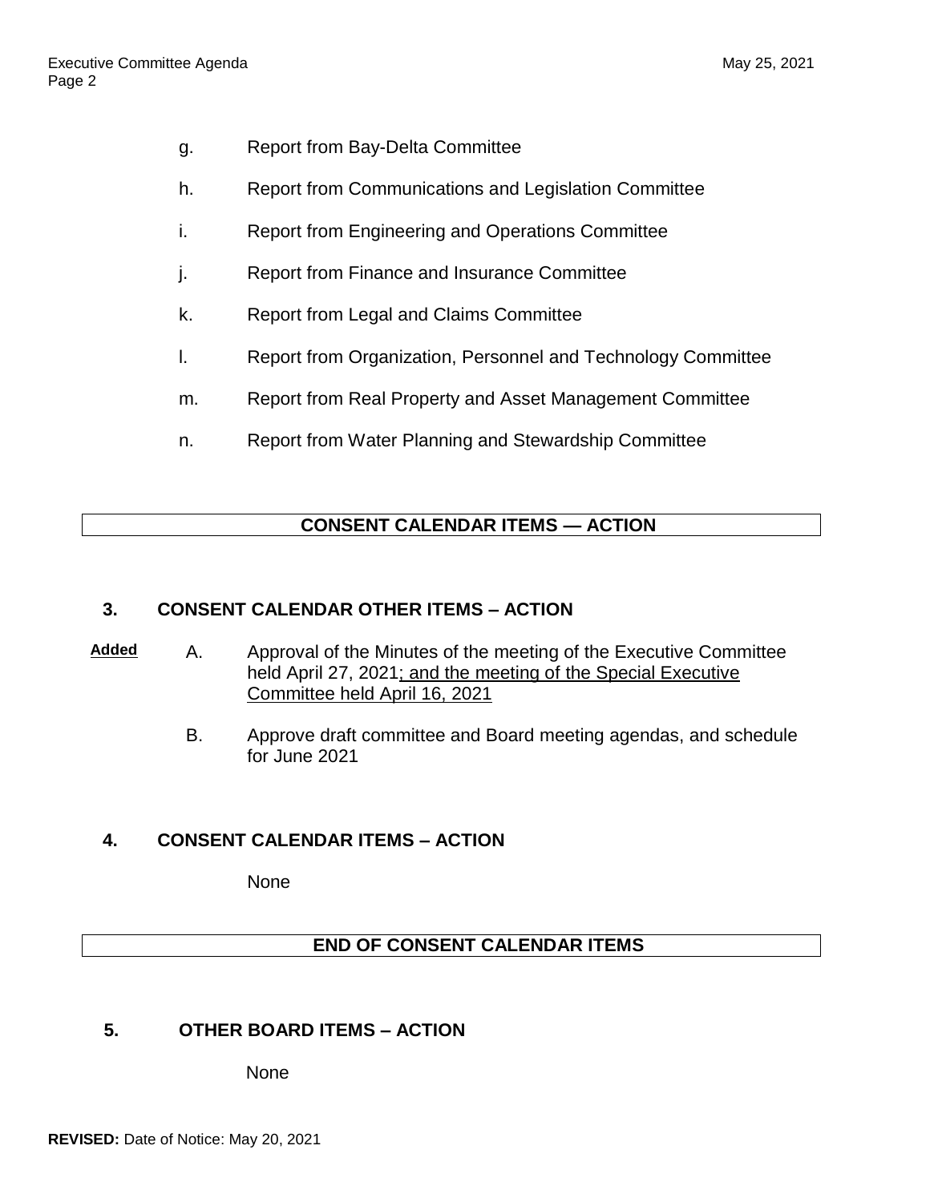g. Report from Bay-Delta Committee

h. Report from Communications and Legislation Committee

i. Report from Engineering and Operations Committee

j. Report from Finance and Insurance Committee

k. Report from Legal and Claims Committee

l. Report from Organization, Personnel and Technology Committee

m. Report from Real Property and Asset Management Committee

n. Report from Water Planning and Stewardship Committee

**CONSENT CALENDAR ITEMS — ACTION**

**3. CONSENT CALENDAR OTHER ITEMS – ACTION**

**Added** A. Approval of the Minutes of the meeting of the Executive Committee held April 27, 2021; and the meeting of the Special Executive Committee held April 16, 2021

B. Approve draft committee and Board meeting agendas, and schedule for June 2021

**4. CONSENT CALENDAR ITEMS – ACTION**

None

**END OF CONSENT CALENDAR ITEMS**

**5. OTHER BOARD ITEMS – ACTION**

None

**REVISED:** Date of Notice: May 20, 2021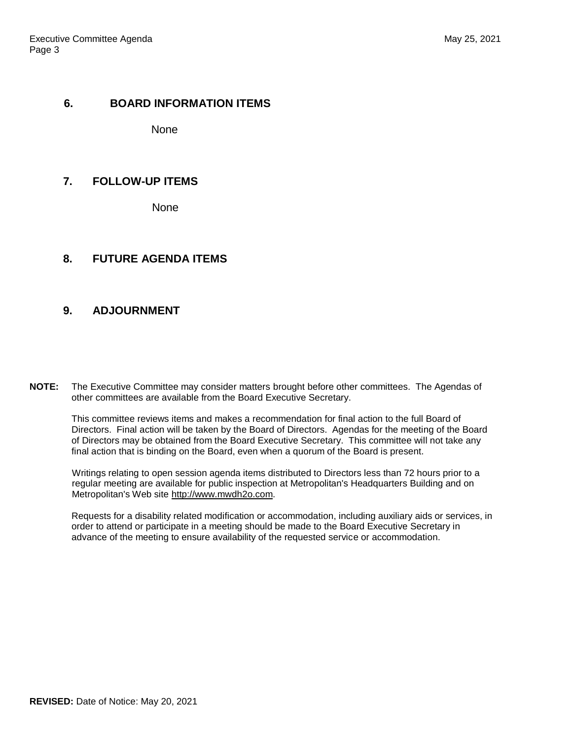## 6. BOARD INFORMATION ITEMS

None

## 7. FOLLOW-UP ITEMS

None

## 8. FUTURE AGENDA ITEMS

## 9. ADJOURNMENT

**NOTE:** The Executive Committee may consider matters brought before other committees. The Agendas of other committees are available from the Board Executive Secretary.

This committee reviews items and makes a recommendation for final action to the full Board of Directors. Final action will be taken by the Board of Directors. Agendas for the meeting of the Board of Directors may be obtained from the Board Executive Secretary. This committee will not take any final action that is binding on the Board, even when a quorum of the Board is present.

Writings relating to open session agenda items distributed to Directors less than 72 hours prior to a regular meeting are available for public inspection at Metropolitan's Headquarters Building and on Metropolitan's Web site http://www.mwdh2o.com.

Requests for a disability related modification or accommodation, including auxiliary aids or services, in order to attend or participate in a meeting should be made to the Board Executive Secretary in advance of the meeting to ensure availability of the requested service or accommodation.

**REVISED:** Date of Notice: May 20, 2021